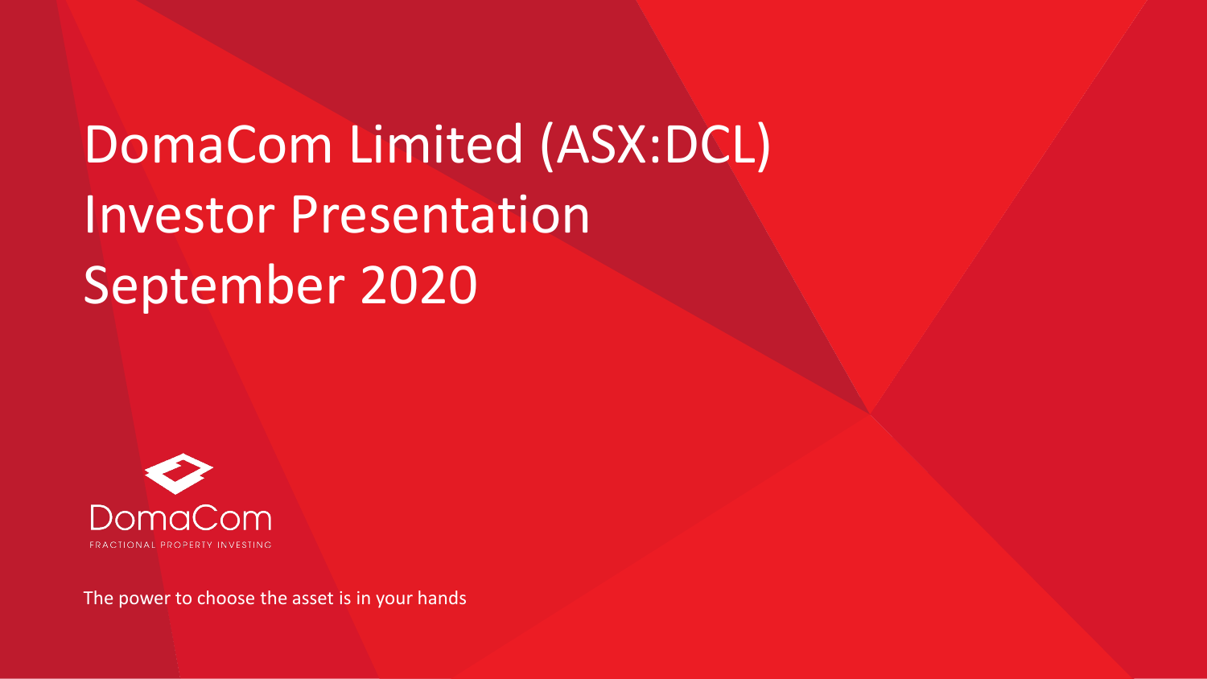# DomaCom Limited (ASX:DCL) Investor Presentation September 2020

DomaCom

FRACTIONAL PROPERTY INVESTING

The power to choose the asset is in your hands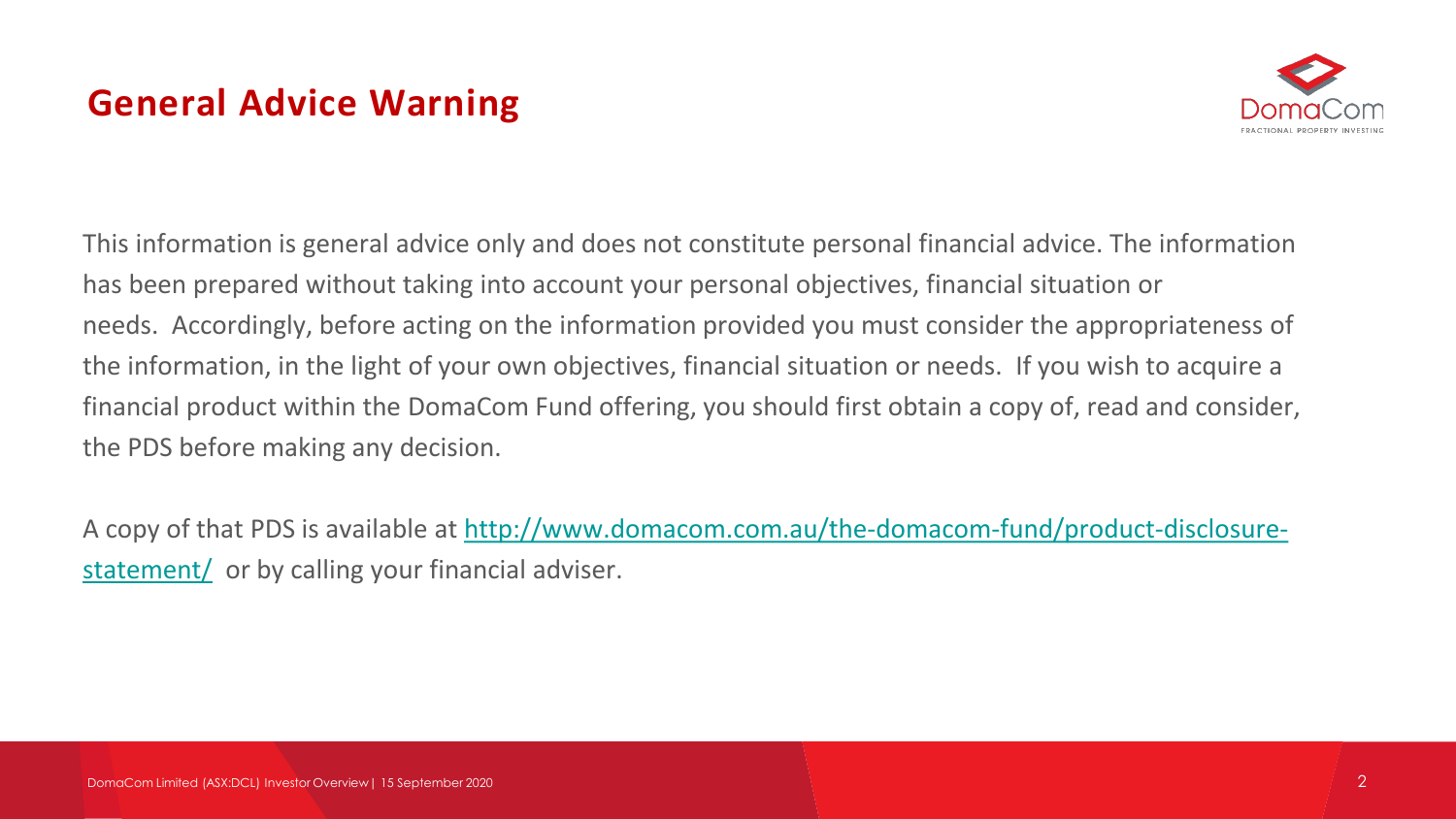# General Advice Warning

This information is general advice only and does not constitute personal financial advice. The information has been prepared without taking into account your personal objectives, financial situation or needs. Accordingly, before acting on the information provided you must consider the appropriateness of the information, in the light of your own objectives, financial situation or needs. If you wish to acquire a financial product within the DomaCom Fund offering, you should first obtain a copy of, read and consider, the PDS before making any decision.

A copy of that PDS is available at [http://www.domacom.com.au/the-domacom-fund/product-disclosure-statement/](http://www.domacom.com.au/the-domacom-fund/product-disclosure-statement/) or by calling your financial adviser.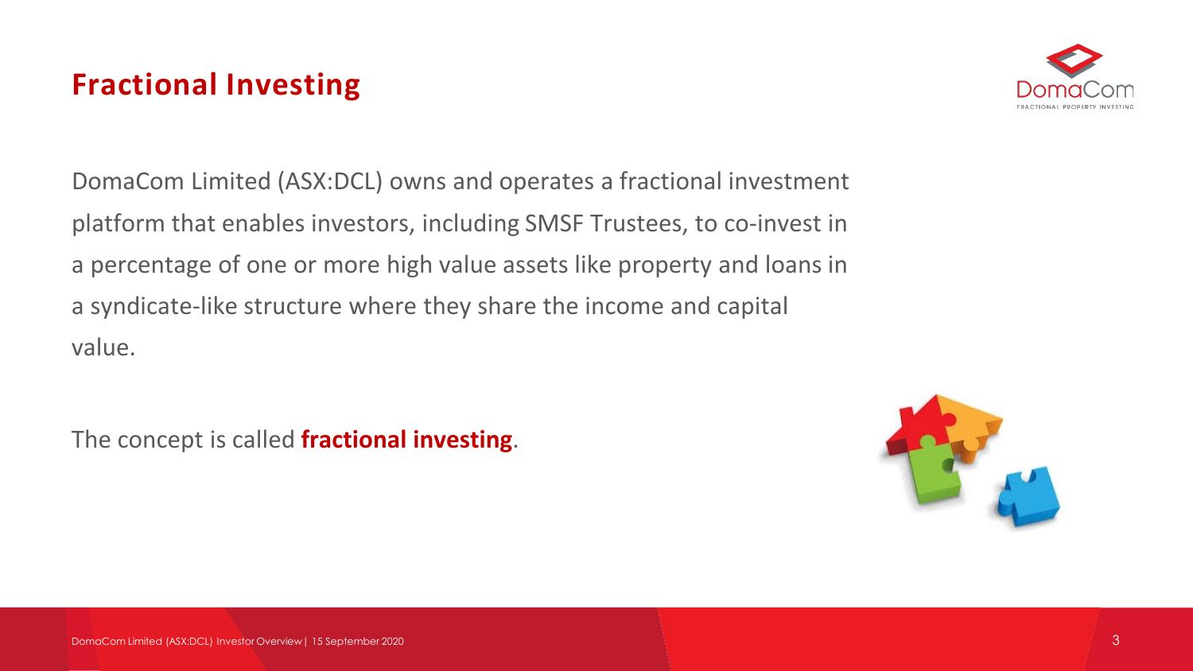# Fractional Investing

DomaCom Limited (ASX:DCL) owns and operates a fractional investment platform that enables investors, including SMSF Trustees, to co-invest in a percentage of one or more high value assets like property and loans in a syndicate-like structure where they share the income and capital value.

The concept is called **fractional investing**.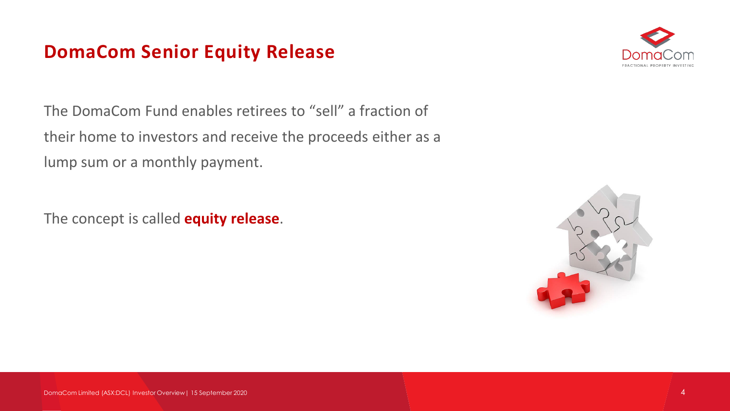## DomaCom Senior Equity Release

The DomaCom Fund enables retirees to “sell” a fraction of their home to investors and receive the proceeds either as a lump sum or a monthly payment.

The concept is called **equity release**.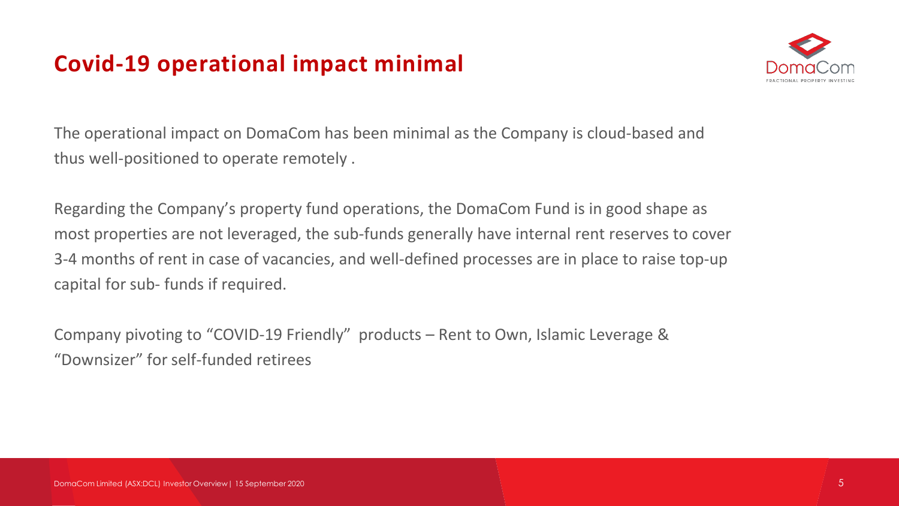# Covid-19 operational impact minimal

The operational impact on DomaCom has been minimal as the Company is cloud-based and thus well-positioned to operate remotely .

Regarding the Company's property fund operations, the DomaCom Fund is in good shape as most properties are not leveraged, the sub-funds generally have internal rent reserves to cover 3-4 months of rent in case of vacancies, and well-defined processes are in place to raise top-up capital for sub- funds if required.

Company pivoting to "COVID-19 Friendly" products – Rent to Own, Islamic Leverage & "Downsizer" for self-funded retirees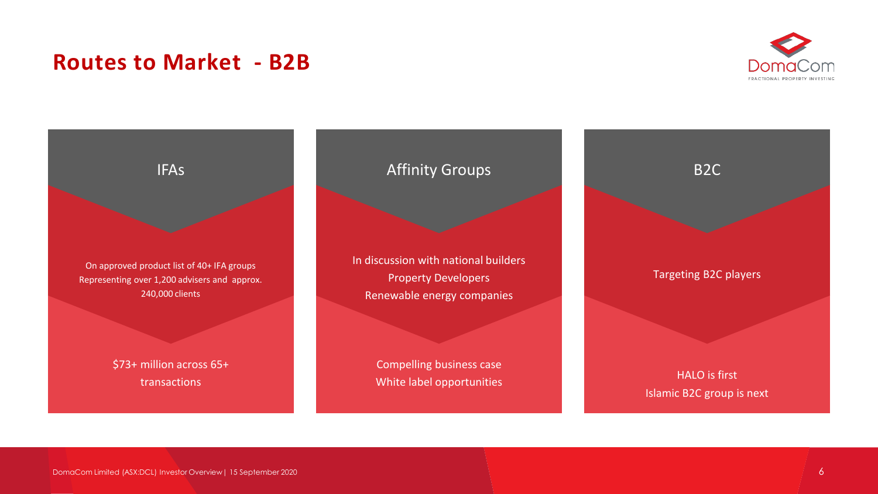# Routes to Market - B2B

## IFAs

On approved product list of 40+ IFA groups
Representing over 1,200 advisers and approx. 240,000 clients

$73+ million across 65+ transactions

## Affinity Groups

In discussion with national builders
Property Developers
Renewable energy companies

Compelling business case
White label opportunities

## B2C

Targeting B2C players

HALO is first
Islamic B2C group is next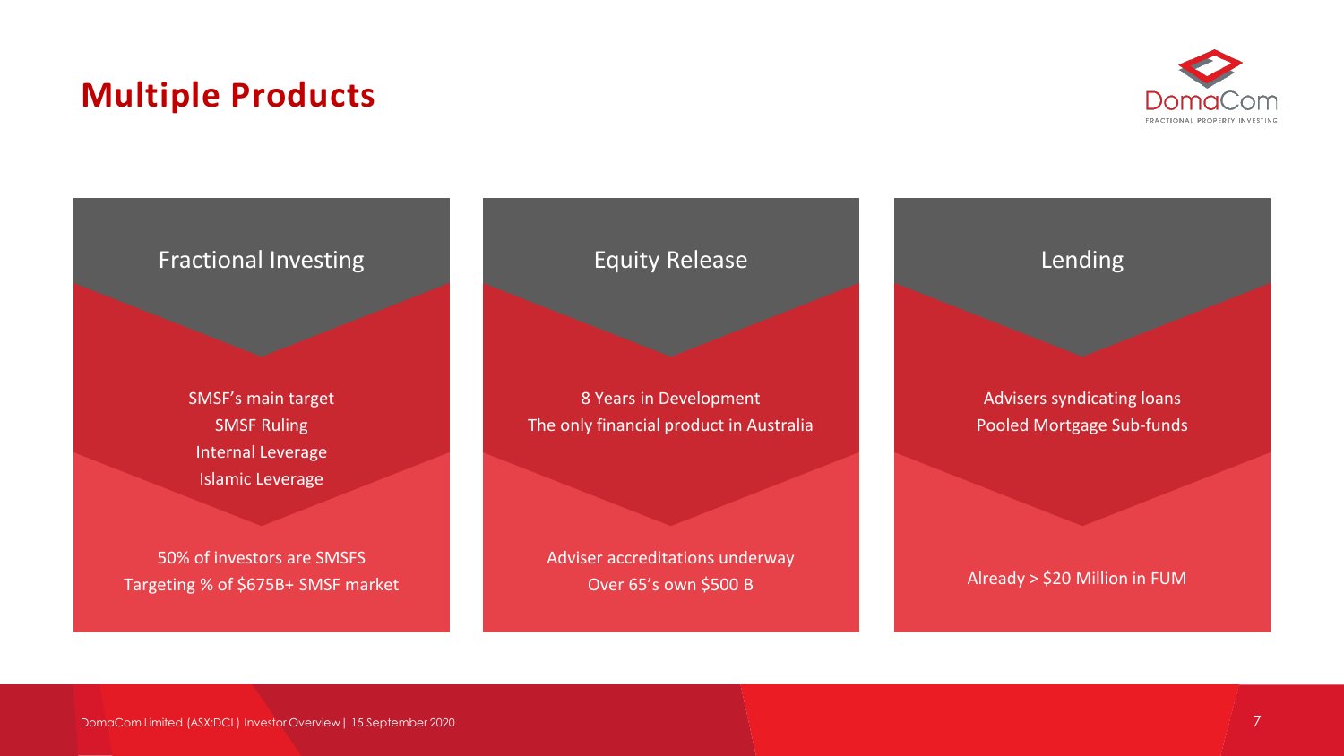# Multiple Products

### Fractional Investing

SMSF's main target
SMSF Ruling
Internal Leverage
Islamic Leverage

50% of investors are SMSFS
Targeting % of $675B+ SMSF market

### Equity Release

8 Years in Development
The only financial product in Australia

Adviser accreditations underway
Over 65's own $500 B

### Lending

Advisers syndicating loans
Pooled Mortgage Sub-funds

Already > $20 Million in FUM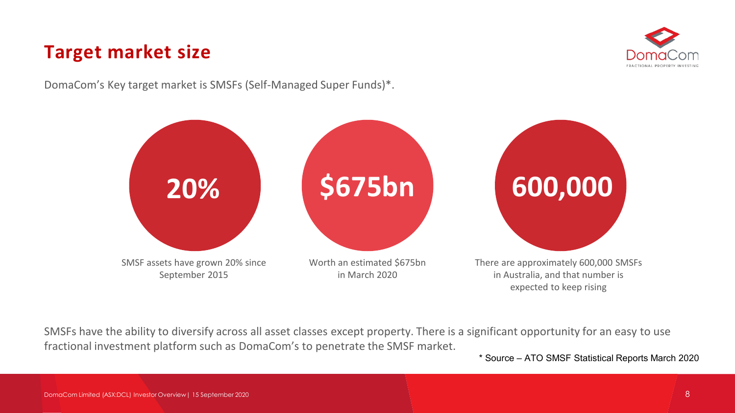# Target market size

DomaCom's Key target market is SMSFs (Self-Managed Super Funds)*.

**20%**

SMSF assets have grown 20% since September 2015

**$675bn**

Worth an estimated $675bn in March 2020

**600,000**

There are approximately 600,000 SMSFs in Australia, and that number is expected to keep rising

SMSFs have the ability to diversify across all asset classes except property. There is a significant opportunity for an easy to use fractional investment platform such as DomaCom's to penetrate the SMSF market.

* Source – ATO SMSF Statistical Reports March 2020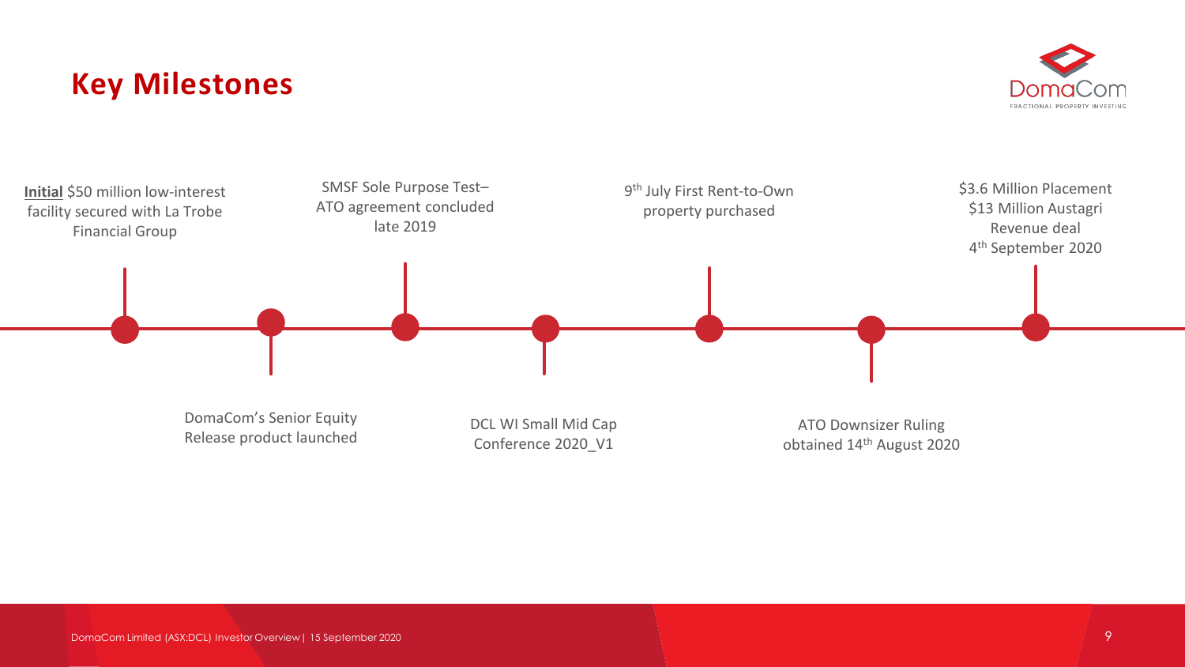# Key Milestones

- **Initial** $50 million low-interest facility secured with La Trobe Financial Group
- DomaCom's Senior Equity Release product launched
- SMSF Sole Purpose Test– ATO agreement concluded late 2019
- DCL WI Small Mid Cap Conference 2020_V1
- 9th July First Rent-to-Own property purchased
- ATO Downsizer Ruling obtained 14th August 2020
- $3.6 Million Placement $13 Million Austagri Revenue deal 4th September 2020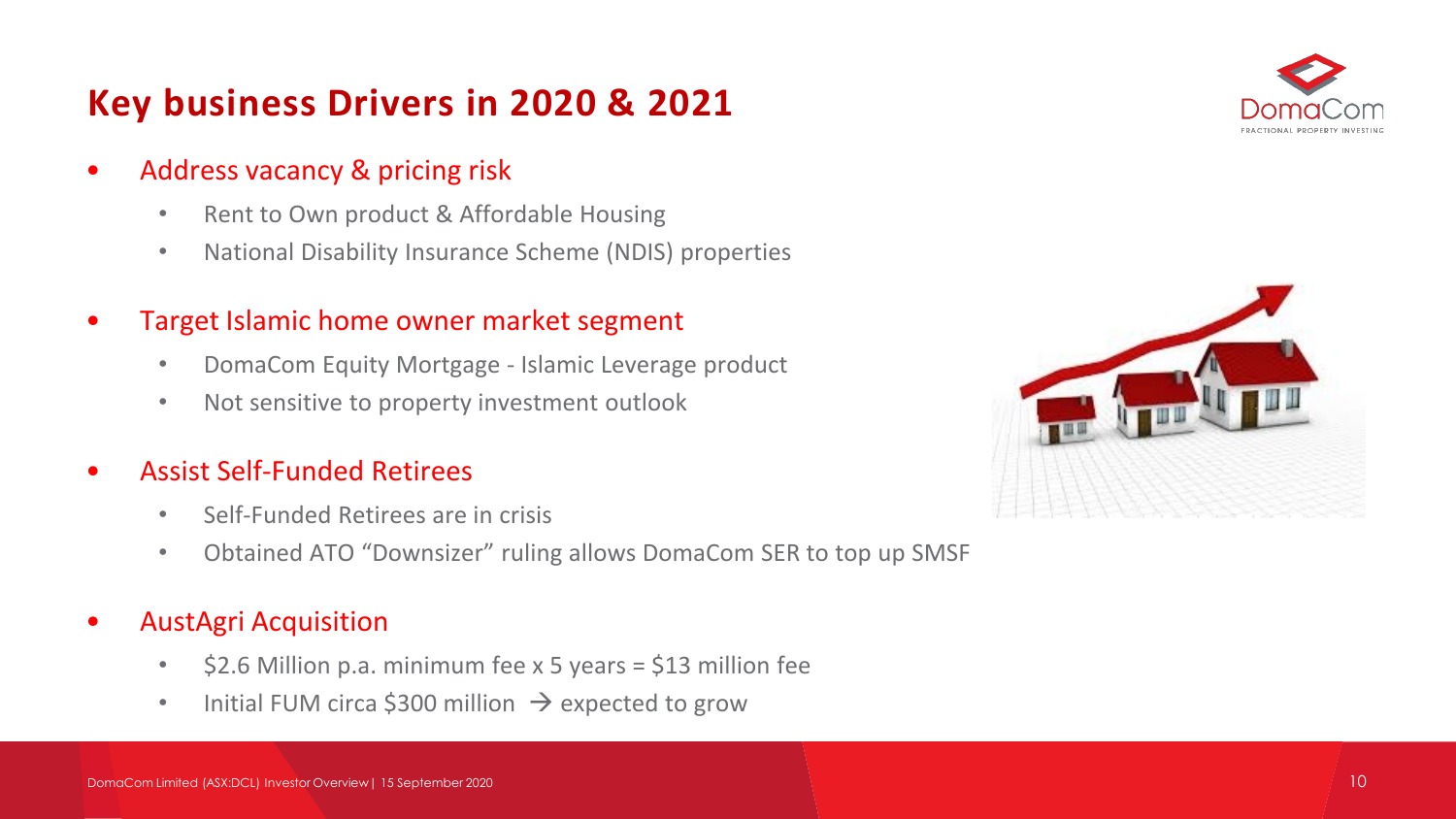# Key business Drivers in 2020 & 2021

- Address vacancy & pricing risk
  - Rent to Own product & Affordable Housing
  - National Disability Insurance Scheme (NDIS) properties
- Target Islamic home owner market segment
  - DomaCom Equity Mortgage - Islamic Leverage product
  - Not sensitive to property investment outlook
- Assist Self-Funded Retirees
  - Self-Funded Retirees are in crisis
  - Obtained ATO "Downsizer" ruling allows DomaCom SER to top up SMSF
- AustAgri Acquisition
  - $2.6 Million p.a. minimum fee x 5 years = $13 million fee
  - Initial FUM circa $300 million → expected to grow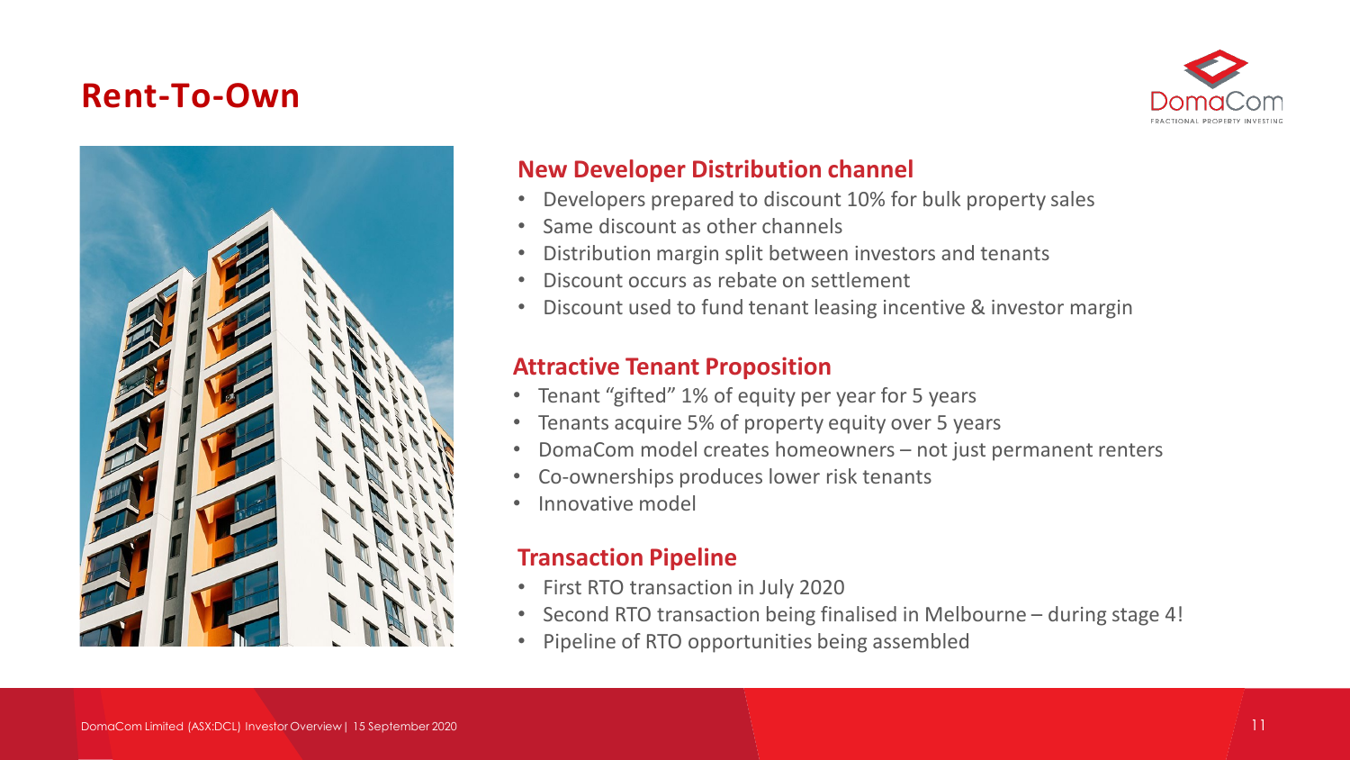# Rent-To-Own

## New Developer Distribution channel

- Developers prepared to discount 10% for bulk property sales
- Same discount as other channels
- Distribution margin split between investors and tenants
- Discount occurs as rebate on settlement
- Discount used to fund tenant leasing incentive & investor margin

## Attractive Tenant Proposition

- Tenant “gifted” 1% of equity per year for 5 years
- Tenants acquire 5% of property equity over 5 years
- DomaCom model creates homeowners – not just permanent renters
- Co-ownerships produces lower risk tenants
- Innovative model

## Transaction Pipeline

- First RTO transaction in July 2020
- Second RTO transaction being finalised in Melbourne – during stage 4!
- Pipeline of RTO opportunities being assembled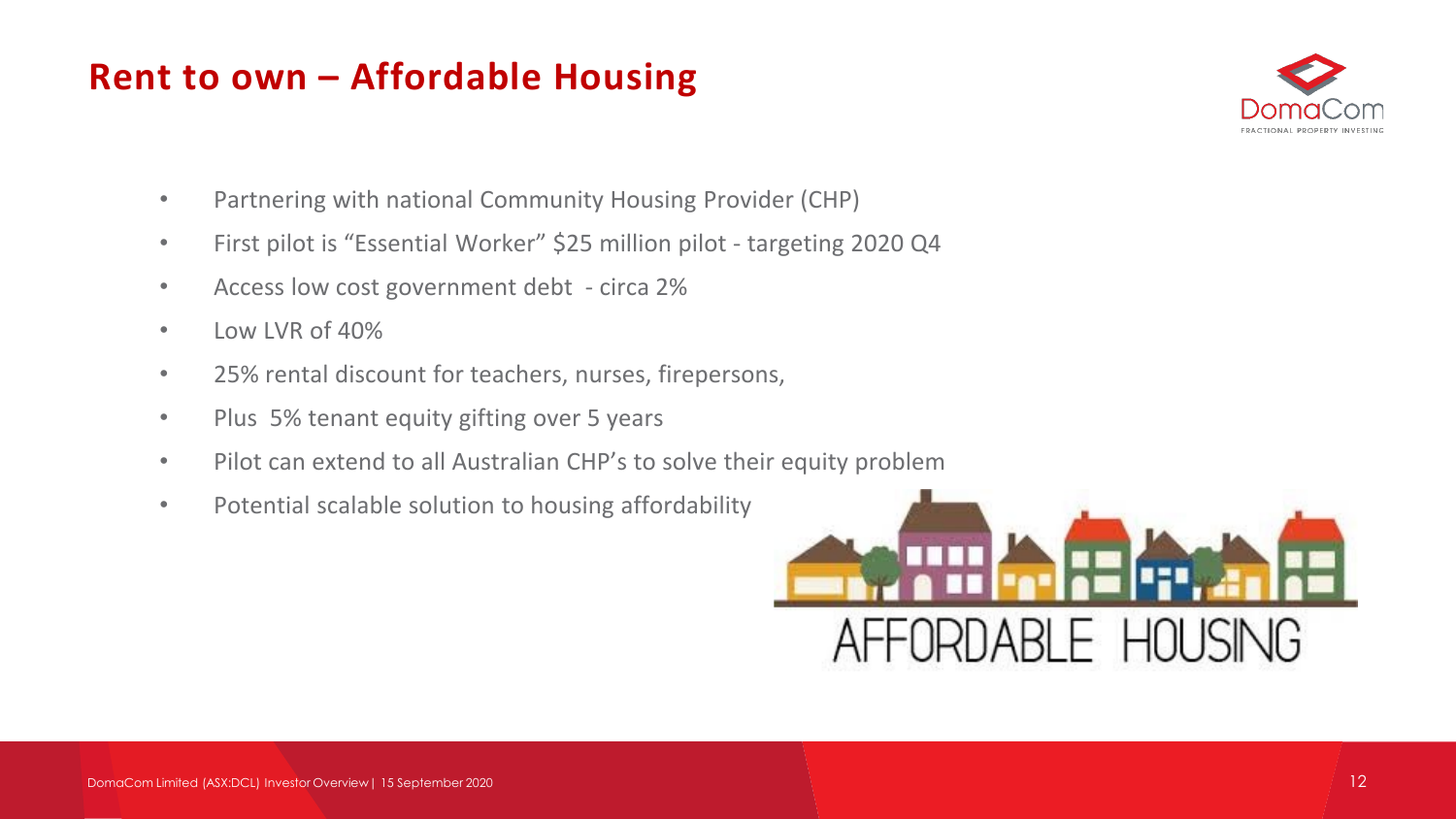# Rent to own – Affordable Housing

- Partnering with national Community Housing Provider (CHP)
- First pilot is "Essential Worker" $25 million pilot - targeting 2020 Q4
- Access low cost government debt - circa 2%
- Low LVR of 40%
- 25% rental discount for teachers, nurses, firepersons,
- Plus 5% tenant equity gifting over 5 years
- Pilot can extend to all Australian CHP's to solve their equity problem
- Potential scalable solution to housing affordability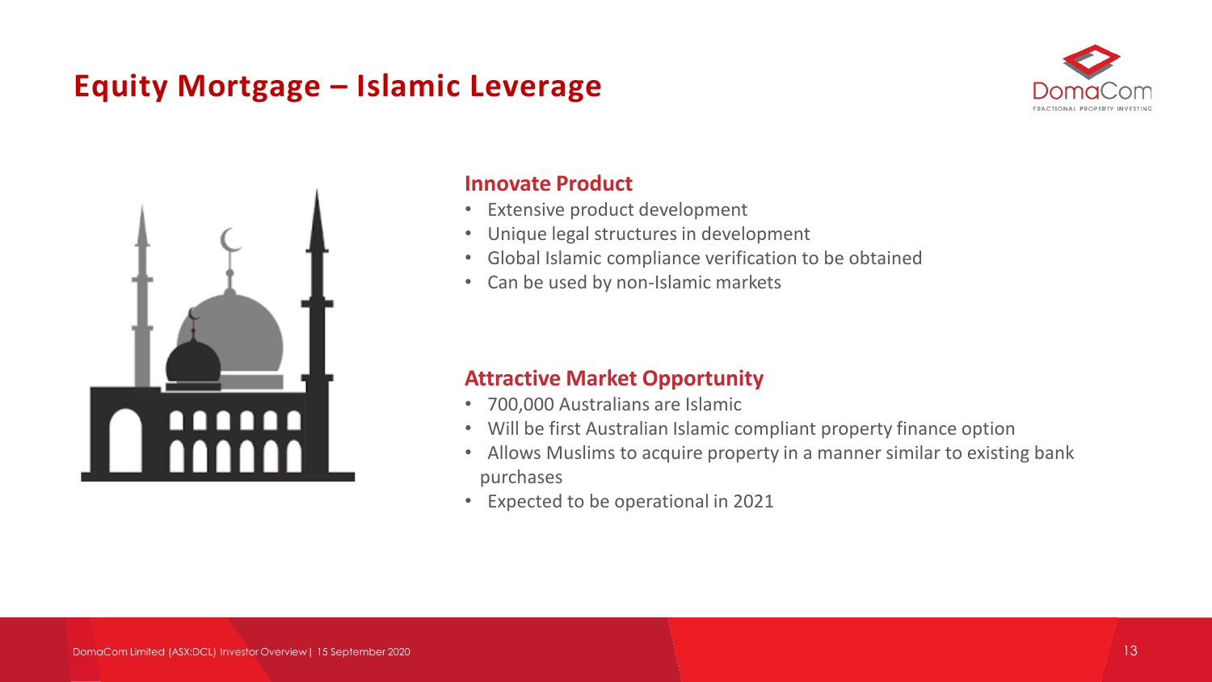# Equity Mortgage – Islamic Leverage

## Innovate Product

- Extensive product development
- Unique legal structures in development
- Global Islamic compliance verification to be obtained
- Can be used by non-Islamic markets

## Attractive Market Opportunity

- 700,000 Australians are Islamic
- Will be first Australian Islamic compliant property finance option
- Allows Muslims to acquire property in a manner similar to existing bank purchases
- Expected to be operational in 2021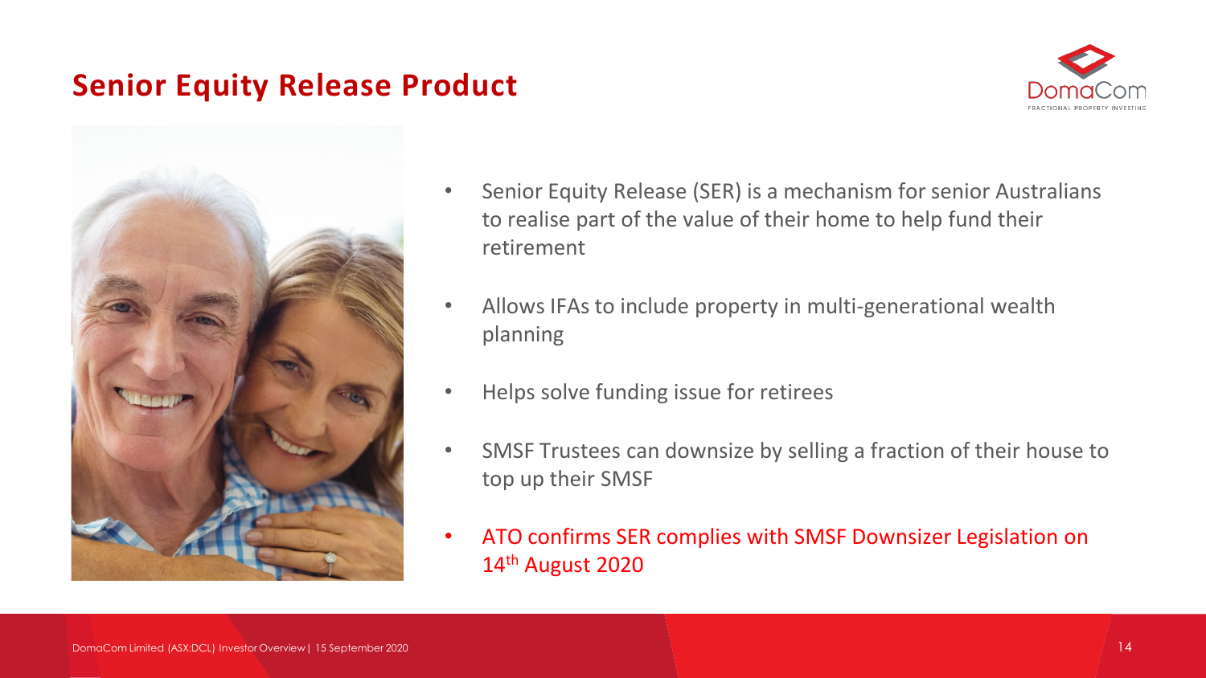# Senior Equity Release Product

- Senior Equity Release (SER) is a mechanism for senior Australians to realise part of the value of their home to help fund their retirement
- Allows IFAs to include property in multi-generational wealth planning
- Helps solve funding issue for retirees
- SMSF Trustees can downsize by selling a fraction of their house to top up their SMSF
- ATO confirms SER complies with SMSF Downsizer Legislation on 14th August 2020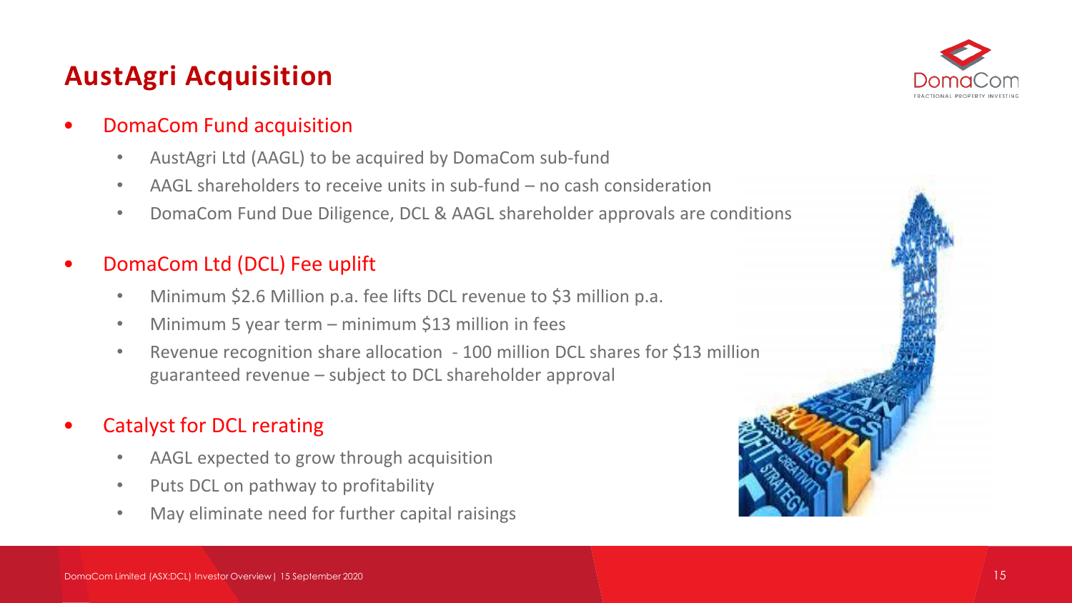# AustAgri Acquisition

- DomaCom Fund acquisition
  - AustAgri Ltd (AAGL) to be acquired by DomaCom sub-fund
  - AAGL shareholders to receive units in sub-fund – no cash consideration
  - DomaCom Fund Due Diligence, DCL & AAGL shareholder approvals are conditions
- DomaCom Ltd (DCL) Fee uplift
  - Minimum $2.6 Million p.a. fee lifts DCL revenue to $3 million p.a.
  - Minimum 5 year term – minimum $13 million in fees
  - Revenue recognition share allocation - 100 million DCL shares for $13 million guaranteed revenue – subject to DCL shareholder approval
- Catalyst for DCL rerating
  - AAGL expected to grow through acquisition
  - Puts DCL on pathway to profitability
  - May eliminate need for further capital raisings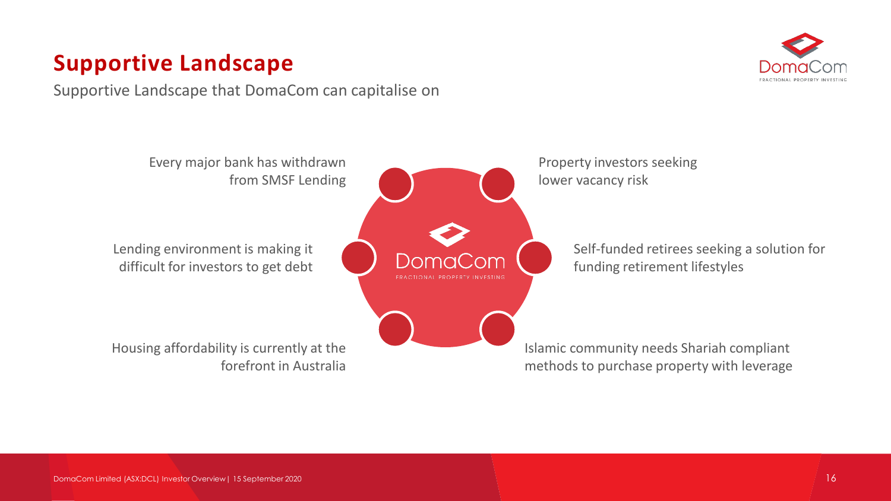# Supportive Landscape

Supportive Landscape that DomaCom can capitalise on

- Every major bank has withdrawn from SMSF Lending
- Lending environment is making it difficult for investors to get debt
- Housing affordability is currently at the forefront in Australia
- Property investors seeking lower vacancy risk
- Self-funded retirees seeking a solution for funding retirement lifestyles
- Islamic community needs Shariah compliant methods to purchase property with leverage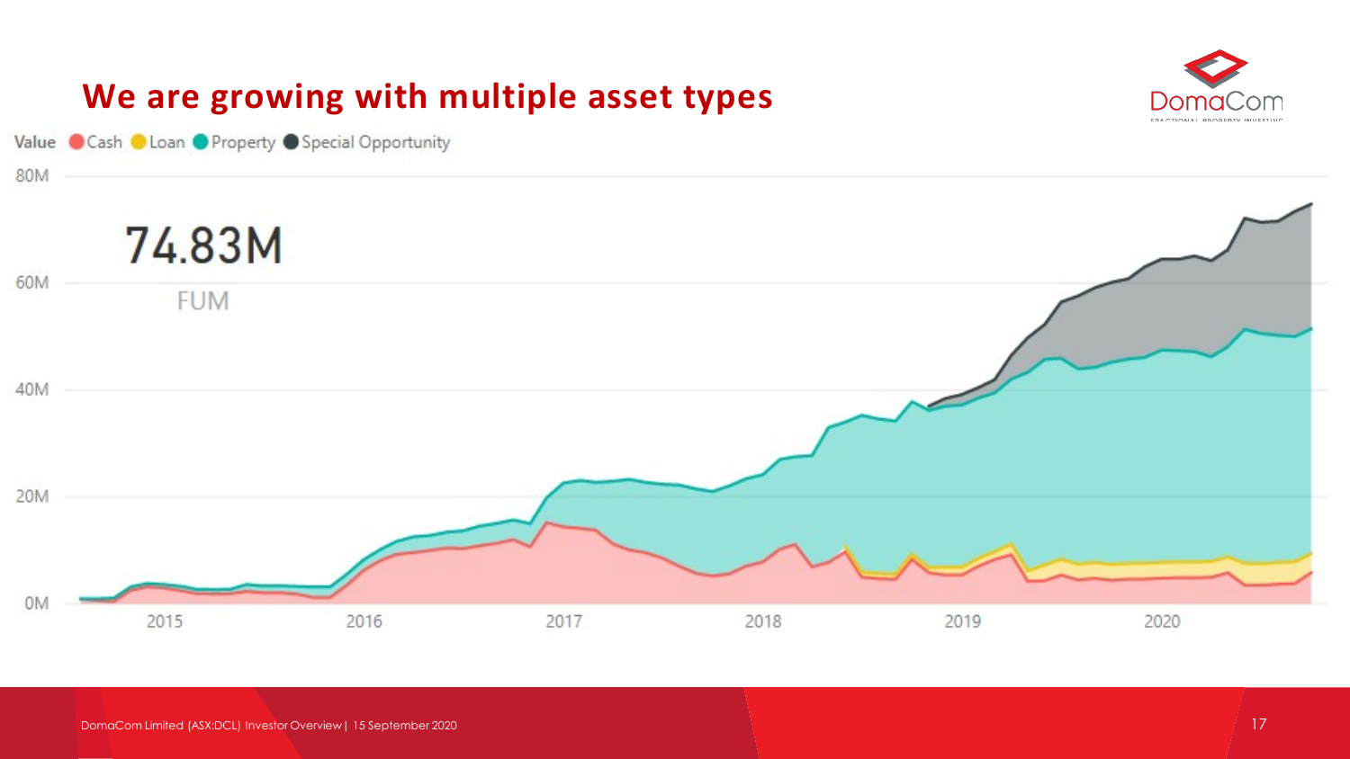# We are growing with multiple asset types

Value ● Cash ● Loan ● Property ● Special Opportunity

74.83M

FUM

80M
60M
40M
20M
0M

2015 2016 2017 2018 2019 2020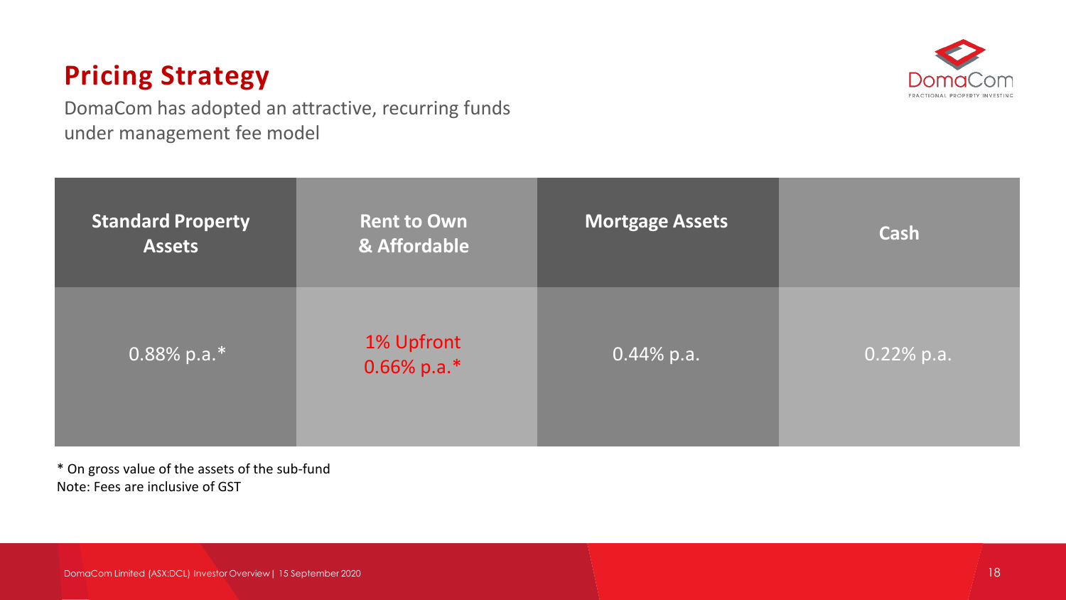# Pricing Strategy

DomaCom has adopted an attractive, recurring funds under management fee model

| Standard Property Assets | Rent to Own & Affordable | Mortgage Assets | Cash |
|---|---|---|---|
| 0.88% p.a.* | 1% Upfront<br>0.66% p.a.* | 0.44% p.a. | 0.22% p.a. |

* On gross value of the assets of the sub-fund

Note: Fees are inclusive of GST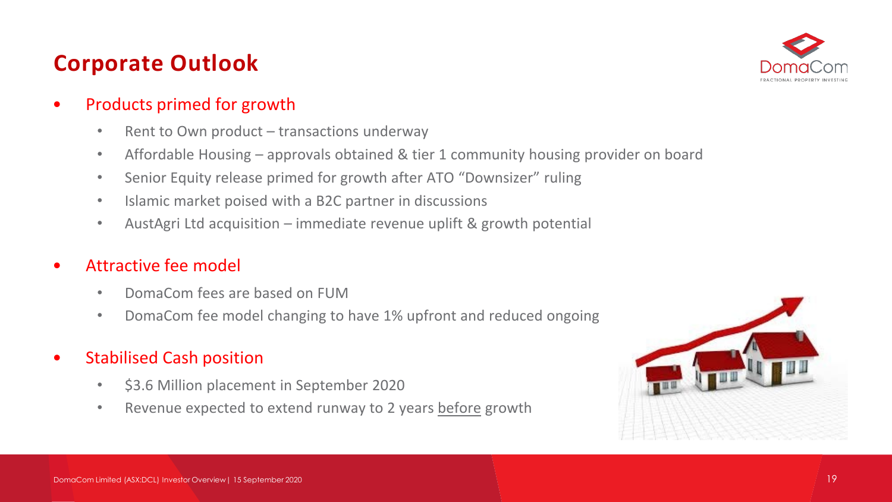# Corporate Outlook

- Products primed for growth
  - Rent to Own product – transactions underway
  - Affordable Housing – approvals obtained & tier 1 community housing provider on board
  - Senior Equity release primed for growth after ATO "Downsizer" ruling
  - Islamic market poised with a B2C partner in discussions
  - AustAgri Ltd acquisition – immediate revenue uplift & growth potential

- Attractive fee model
  - DomaCom fees are based on FUM
  - DomaCom fee model changing to have 1% upfront and reduced ongoing

- Stabilised Cash position
  - $3.6 Million placement in September 2020
  - Revenue expected to extend runway to 2 years <u>before</u> growth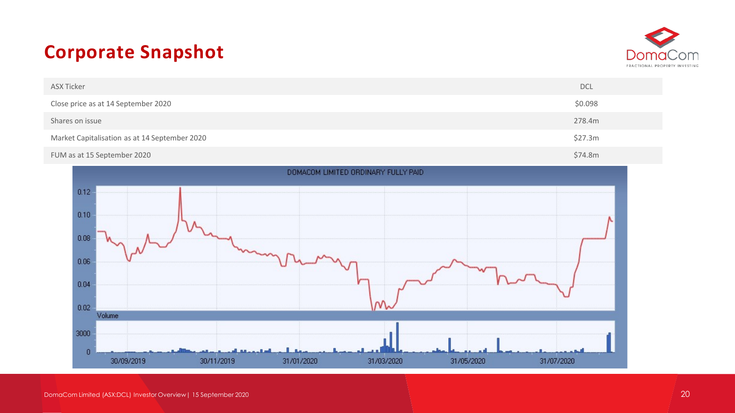# Corporate Snapshot

| | |
|---|---|
| ASX Ticker | DCL |
| Close price as at 14 September 2020 | $0.098 |
| Shares on issue | 278.4m |
| Market Capitalisation as at 14 September 2020 | $27.3m |
| FUM as at 15 September 2020 | $74.8m |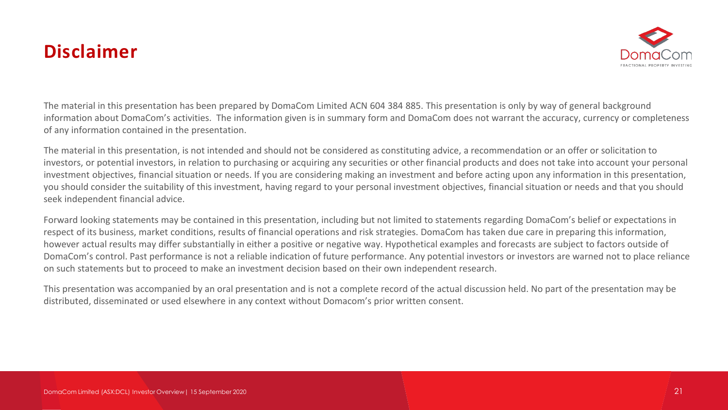# Disclaimer

The material in this presentation has been prepared by DomaCom Limited ACN 604 384 885. This presentation is only by way of general background information about DomaCom's activities. The information given is in summary form and DomaCom does not warrant the accuracy, currency or completeness of any information contained in the presentation.

The material in this presentation, is not intended and should not be considered as constituting advice, a recommendation or an offer or solicitation to investors, or potential investors, in relation to purchasing or acquiring any securities or other financial products and does not take into account your personal investment objectives, financial situation or needs. If you are considering making an investment and before acting upon any information in this presentation, you should consider the suitability of this investment, having regard to your personal investment objectives, financial situation or needs and that you should seek independent financial advice.

Forward looking statements may be contained in this presentation, including but not limited to statements regarding DomaCom's belief or expectations in respect of its business, market conditions, results of financial operations and risk strategies. DomaCom has taken due care in preparing this information, however actual results may differ substantially in either a positive or negative way. Hypothetical examples and forecasts are subject to factors outside of DomaCom's control. Past performance is not a reliable indication of future performance. Any potential investors or investors are warned not to place reliance on such statements but to proceed to make an investment decision based on their own independent research.

This presentation was accompanied by an oral presentation and is not a complete record of the actual discussion held. No part of the presentation may be distributed, disseminated or used elsewhere in any context without Domacom's prior written consent.